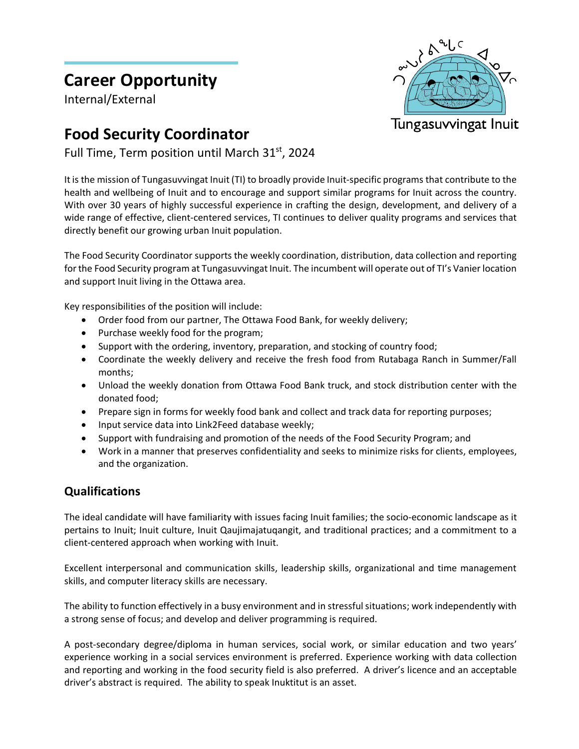# Career Opportunity

Internal/External

Tungasuvvingat Inuit

## Food Security Coordinator

Full Time, Term position until March 31st, 2024

It is the mission of Tungasuvvingat Inuit (TI) to broadly provide Inuit-specific programs that contribute to the health and wellbeing of Inuit and to encourage and support similar programs for Inuit across the country. With over 30 years of highly successful experience in crafting the design, development, and delivery of a wide range of effective, client-centered services, TI continues to deliver quality programs and services that directly benefit our growing urban Inuit population.

The Food Security Coordinator supports the weekly coordination, distribution, data collection and reporting for the Food Security program at Tungasuvvingat Inuit. The incumbent will operate out of TI's Vanier location and support Inuit living in the Ottawa area.

Key responsibilities of the position will include:

- Order food from our partner, The Ottawa Food Bank, for weekly delivery;
- Purchase weekly food for the program;
- Support with the ordering, inventory, preparation, and stocking of country food;
- Coordinate the weekly delivery and receive the fresh food from Rutabaga Ranch in Summer/Fall months;
- Unload the weekly donation from Ottawa Food Bank truck, and stock distribution center with the donated food;
- Prepare sign in forms for weekly food bank and collect and track data for reporting purposes;
- Input service data into Link2Feed database weekly;
- Support with fundraising and promotion of the needs of the Food Security Program; and
- Work in a manner that preserves confidentiality and seeks to minimize risks for clients, employees, and the organization.

## Qualifications

The ideal candidate will have familiarity with issues facing Inuit families; the socio-economic landscape as it pertains to Inuit; Inuit culture, Inuit Qaujimajatuqangit, and traditional practices; and a commitment to a client-centered approach when working with Inuit.

Excellent interpersonal and communication skills, leadership skills, organizational and time management skills, and computer literacy skills are necessary.

The ability to function effectively in a busy environment and in stressful situations; work independently with a strong sense of focus; and develop and deliver programming is required.

A post-secondary degree/diploma in human services, social work, or similar education and two years' experience working in a social services environment is preferred. Experience working with data collection and reporting and working in the food security field is also preferred. A driver's licence and an acceptable driver's abstract is required. The ability to speak Inuktitut is an asset.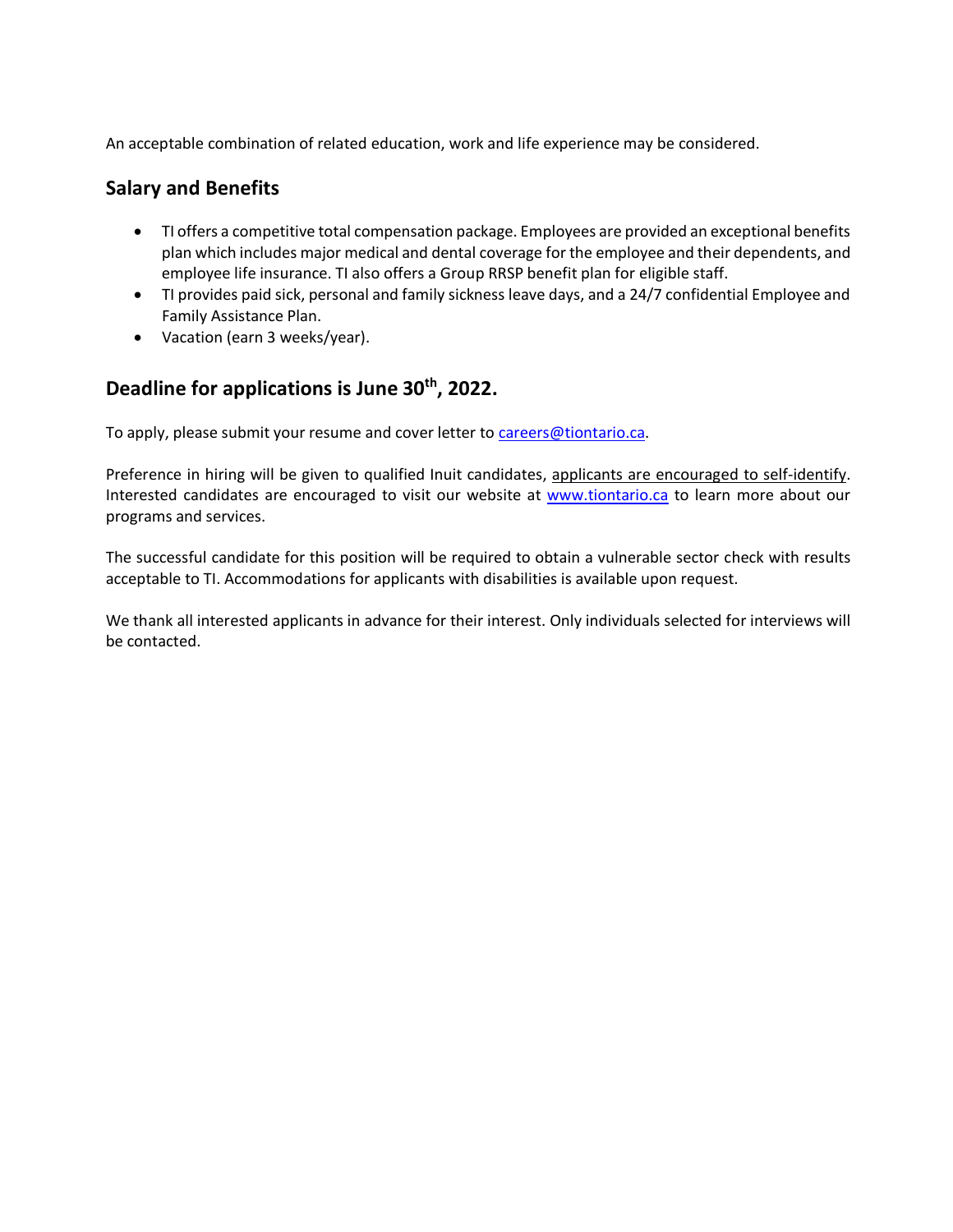An acceptable combination of related education, work and life experience may be considered.

## Salary and Benefits

- TI offers a competitive total compensation package. Employees are provided an exceptional benefits plan which includes major medical and dental coverage for the employee and their dependents, and employee life insurance. TI also offers a Group RRSP benefit plan for eligible staff.
- TI provides paid sick, personal and family sickness leave days, and a 24/7 confidential Employee and Family Assistance Plan.
- Vacation (earn 3 weeks/year).

## Deadline for applications is June 30th, 2022.

To apply, please submit your resume and cover letter to careers@tiontario.ca.

Preference in hiring will be given to qualified Inuit candidates, applicants are encouraged to self-identify. Interested candidates are encouraged to visit our website at www.tiontario.ca to learn more about our programs and services.

The successful candidate for this position will be required to obtain a vulnerable sector check with results acceptable to TI. Accommodations for applicants with disabilities is available upon request.

We thank all interested applicants in advance for their interest. Only individuals selected for interviews will be contacted.